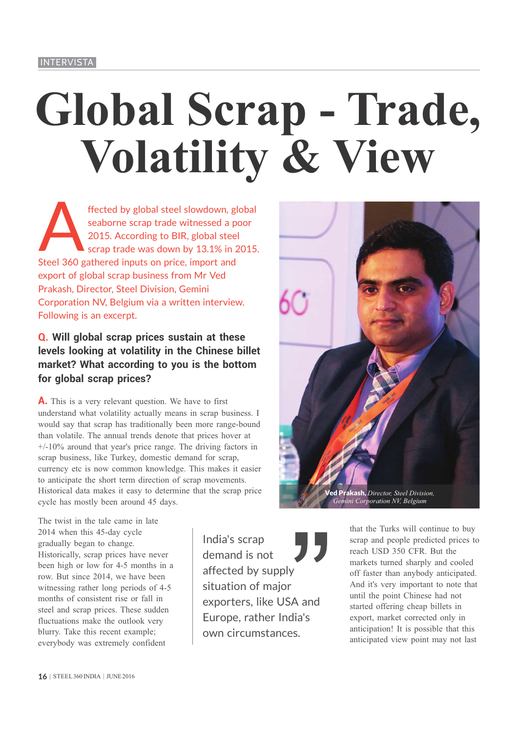INTERVISTA

# Global Scrap - Trade, Volatility & View

Affected by global steel slowdown, global seaborne scrap trade witnessed a poor 2015. According to BIR, global steel scrap trade was down by 13.1% in 2015. Steel 360 gathered inputs on price, import and export of global scrap business from Mr Ved Prakash, Director, Steel Division, Gemini Corporation NV, Belgium via a written interview. Following is an excerpt.

**Q. Will global scrap prices sustain at these levels looking at volatility in the Chinese billet market? What according to you is the bottom for global scrap prices?**

**A.** This is a very relevant question. We have to first understand what volatility actually means in scrap business. I would say that scrap has traditionally been more range-bound than volatile. The annual trends denote that prices hover at +/-10% around that year's price range. The driving factors in scrap business, like Turkey, domestic demand for scrap, currency etc is now common knowledge. This makes it easier to anticipate the short term direction of scrap movements. Historical data makes it easy to determine that the scrap price cycle has mostly been around 45 days.

**Ved Prakash,** *Director, Steel Division, Gemini Corporation NV, Belgium*

The twist in the tale came in late 2014 when this 45-day cycle gradually began to change. Historically, scrap prices have never been high or low for 4-5 months in a row. But since 2014, we have been witnessing rather long periods of 4-5 months of consistent rise or fall in steel and scrap prices. These sudden fluctuations make the outlook very blurry. Take this recent example; everybody was extremely confident that the Turks will continue to buy scrap and people predicted prices to reach USD 350 CFR. But the markets turned sharply and cooled off faster than anybody anticipated. And it's very important to note that until the point Chinese had not started offering cheap billets in export, market corrected only in anticipation! It is possible that this anticipated view point may not last

> India's scrap demand is not affected by supply situation of major exporters, like USA and Europe, rather India's own circumstances.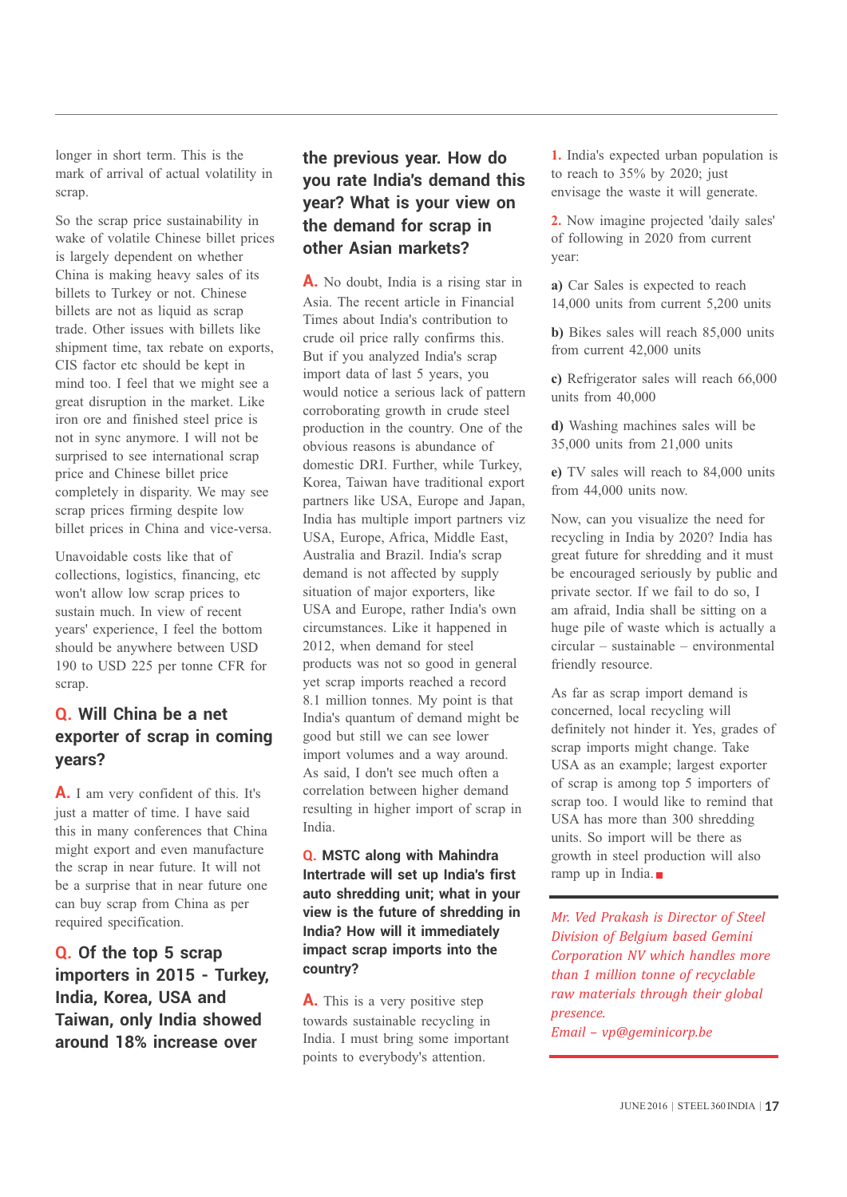longer in short term. This is the mark of arrival of actual volatility in scrap.

So the scrap price sustainability in wake of volatile Chinese billet prices is largely dependent on whether China is making heavy sales of its billets to Turkey or not. Chinese billets are not as liquid as scrap trade. Other issues with billets like shipment time, tax rebate on exports, CIS factor etc should be kept in mind too. I feel that we might see a great disruption in the market. Like iron ore and finished steel price is not in sync anymore. I will not be surprised to see international scrap price and Chinese billet price completely in disparity. We may see scrap prices firming despite low billet prices in China and vice-versa.

Unavoidable costs like that of collections, logistics, financing, etc won't allow low scrap prices to sustain much. In view of recent years' experience, I feel the bottom should be anywhere between USD 190 to USD 225 per tonne CFR for scrap.

## Q. Will China be a net exporter of scrap in coming years?

**A.** I am very confident of this. It's just a matter of time. I have said this in many conferences that China might export and even manufacture the scrap in near future. It will not be a surprise that in near future one can buy scrap from China as per required specification.

## Q. Of the top 5 scrap importers in 2015 - Turkey, India, Korea, USA and Taiwan, only India showed around 18% increase over the previous year. How do you rate India's demand this year? What is your view on the demand for scrap in other Asian markets?

**A.** No doubt, India is a rising star in Asia. The recent article in Financial Times about India's contribution to crude oil price rally confirms this. But if you analyzed India's scrap import data of last 5 years, you would notice a serious lack of pattern corroborating growth in crude steel production in the country. One of the obvious reasons is abundance of domestic DRI. Further, while Turkey, Korea, Taiwan have traditional export partners like USA, Europe and Japan, India has multiple import partners viz USA, Europe, Africa, Middle East, Australia and Brazil. India's scrap demand is not affected by supply situation of major exporters, like USA and Europe, rather India's own circumstances. Like it happened in 2012, when demand for steel products was not so good in general yet scrap imports reached a record 8.1 million tonnes. My point is that India's quantum of demand might be good but still we can see lower import volumes and a way around. As said, I don't see much often a correlation between higher demand resulting in higher import of scrap in India.

## Q. MSTC along with Mahindra Intertrade will set up India's first auto shredding unit; what in your view is the future of shredding in India? How will it immediately impact scrap imports into the country?

**A.** This is a very positive step towards sustainable recycling in India. I must bring some important points to everybody's attention.

1. India's expected urban population is to reach to 35% by 2020; just envisage the waste it will generate.

2. Now imagine projected 'daily sales' of following in 2020 from current year:

**a)** Car Sales is expected to reach 14,000 units from current 5,200 units

**b)** Bikes sales will reach 85,000 units from current 42,000 units

**c)** Refrigerator sales will reach 66,000 units from 40,000

**d)** Washing machines sales will be 35,000 units from 21,000 units

**e)** TV sales will reach to 84,000 units from 44,000 units now.

Now, can you visualize the need for recycling in India by 2020? India has great future for shredding and it must be encouraged seriously by public and private sector. If we fail to do so, I am afraid, India shall be sitting on a huge pile of waste which is actually a circular – sustainable – environmental friendly resource.

As far as scrap import demand is concerned, local recycling will definitely not hinder it. Yes, grades of scrap imports might change. Take USA as an example; largest exporter of scrap is among top 5 importers of scrap too. I would like to remind that USA has more than 300 shredding units. So import will be there as growth in steel production will also ramp up in India.

*Mr. Ved Prakash is Director of Steel Division of Belgium based Gemini Corporation NV which handles more than 1 million tonne of recyclable raw materials through their global presence.*
*Email – vp@geminicorp.be*